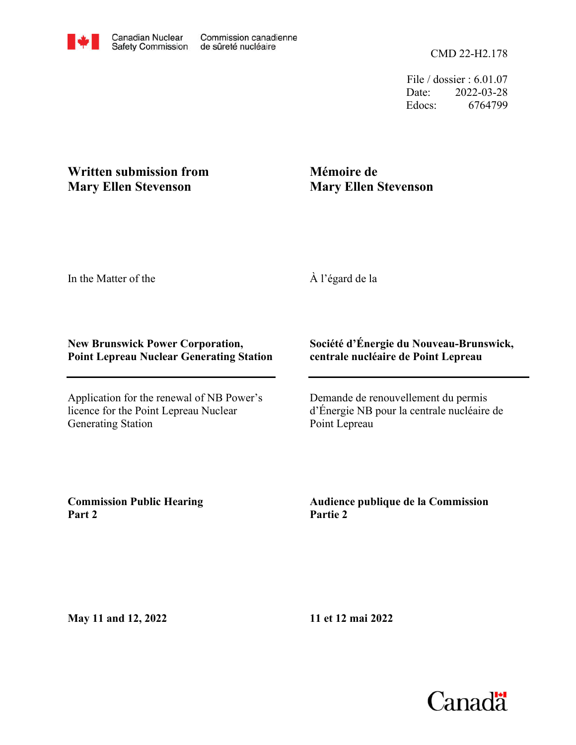Canadian Nuclear Safety Commission — Commission canadienne de sûreté nucléaire

CMD 22-H2.178

File / dossier : 6.01.07
Date: 2022-03-28
Edocs: 6764799

**Written submission from Mary Ellen Stevenson**

**Mémoire de Mary Ellen Stevenson**

In the Matter of the

À l'égard de la

**New Brunswick Power Corporation, Point Lepreau Nuclear Generating Station**

**Société d'Énergie du Nouveau-Brunswick, centrale nucléaire de Point Lepreau**

Application for the renewal of NB Power's licence for the Point Lepreau Nuclear Generating Station

Demande de renouvellement du permis d'Énergie NB pour la centrale nucléaire de Point Lepreau

**Commission Public Hearing Part 2**

**Audience publique de la Commission Partie 2**

**May 11 and 12, 2022**

**11 et 12 mai 2022**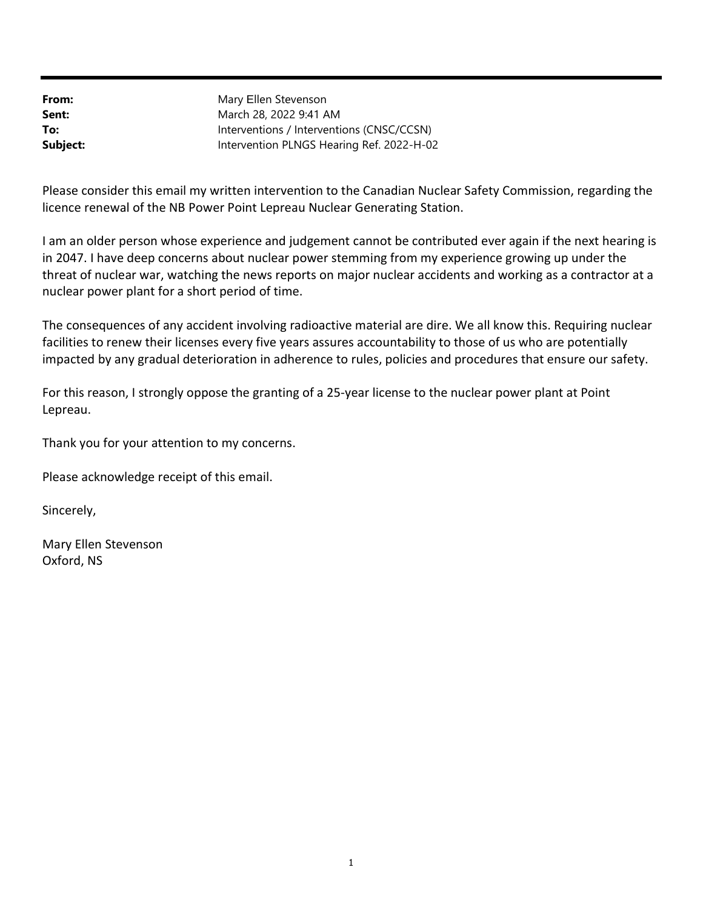**From:** Mary Ellen Stevenson
**Sent:** March 28, 2022 9:41 AM
**To:** Interventions / Interventions (CNSC/CCSN)
**Subject:** Intervention PLNGS Hearing Ref. 2022-H-02

Please consider this email my written intervention to the Canadian Nuclear Safety Commission, regarding the licence renewal of the NB Power Point Lepreau Nuclear Generating Station.

I am an older person whose experience and judgement cannot be contributed ever again if the next hearing is in 2047. I have deep concerns about nuclear power stemming from my experience growing up under the threat of nuclear war, watching the news reports on major nuclear accidents and working as a contractor at a nuclear power plant for a short period of time.

The consequences of any accident involving radioactive material are dire. We all know this. Requiring nuclear facilities to renew their licenses every five years assures accountability to those of us who are potentially impacted by any gradual deterioration in adherence to rules, policies and procedures that ensure our safety.

For this reason, I strongly oppose the granting of a 25-year license to the nuclear power plant at Point Lepreau.

Thank you for your attention to my concerns.

Please acknowledge receipt of this email.

Sincerely,

Mary Ellen Stevenson
Oxford, NS